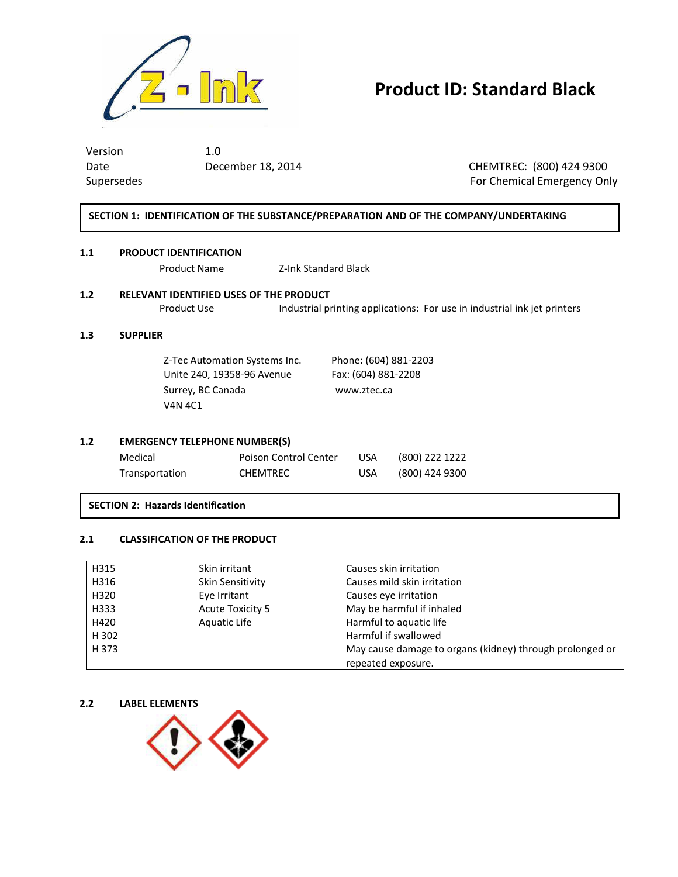# Product ID: Standard Black

| | |
|---|---|
| Version | 1.0 |
| Date | December 18, 2014 |
| Supersedes | |

CHEMTREC: (800) 424 9300
For Chemical Emergency Only

## SECTION 1: IDENTIFICATION OF THE SUBSTANCE/PREPARATION AND OF THE COMPANY/UNDERTAKING

### 1.1 PRODUCT IDENTIFICATION

Product Name Z-Ink Standard Black

### 1.2 RELEVANT IDENTIFIED USES OF THE PRODUCT

Product Use Industrial printing applications: For use in industrial ink jet printers

### 1.3 SUPPLIER

Z-Tec Automation Systems Inc.
Unite 240, 19358-96 Avenue
Surrey, BC Canada
V4N 4C1

Phone: (604) 881-2203
Fax: (604) 881-2208
www.ztec.ca

### 1.2 EMERGENCY TELEPHONE NUMBER(S)

| | | | |
|---|---|---|---|
| Medical | Poison Control Center | USA | (800) 222 1222 |
| Transportation | CHEMTREC | USA | (800) 424 9300 |

## SECTION 2: Hazards Identification

### 2.1 CLASSIFICATION OF THE PRODUCT

| | | |
|---|---|---|
| H315 | Skin irritant | Causes skin irritation |
| H316 | Skin Sensitivity | Causes mild skin irritation |
| H320 | Eye Irritant | Causes eye irritation |
| H333 | Acute Toxicity 5 | May be harmful if inhaled |
| H420 | Aquatic Life | Harmful to aquatic life |
| H 302 | | Harmful if swallowed |
| H 373 | | May cause damage to organs (kidney) through prolonged or repeated exposure. |

### 2.2 LABEL ELEMENTS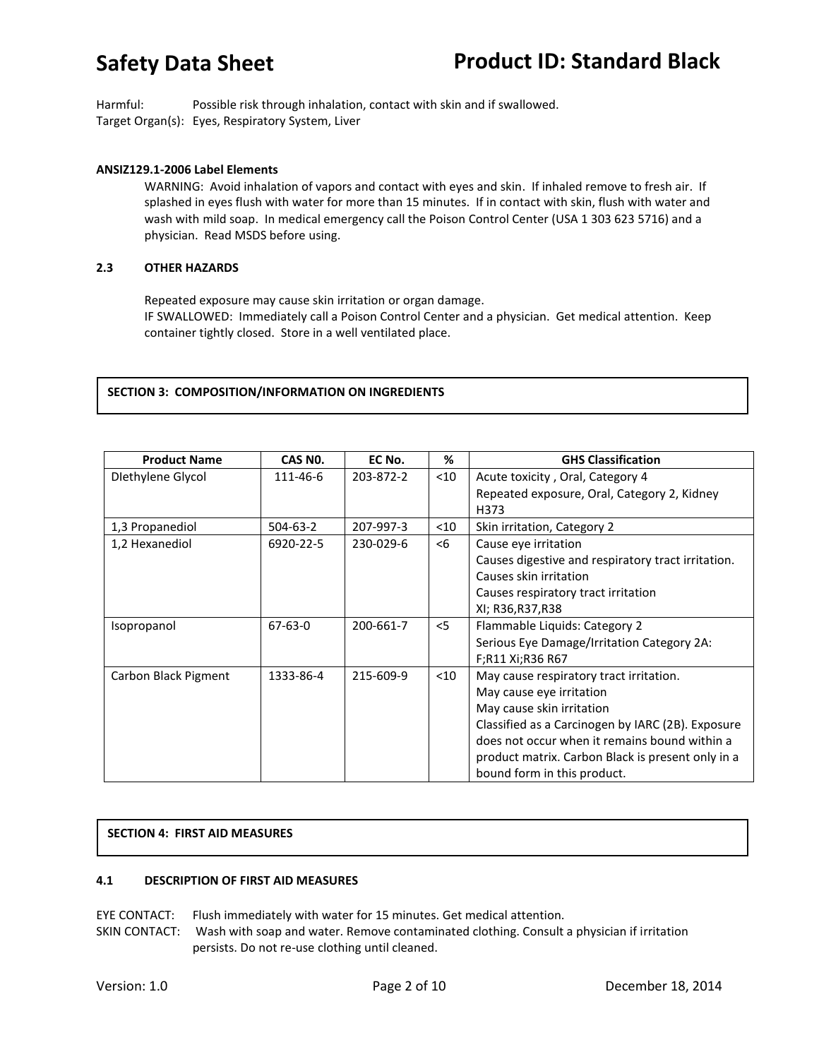Harmful: Possible risk through inhalation, contact with skin and if swallowed.
Target Organ(s): Eyes, Respiratory System, Liver

**ANSIZ129.1-2006 Label Elements**

WARNING: Avoid inhalation of vapors and contact with eyes and skin. If inhaled remove to fresh air. If splashed in eyes flush with water for more than 15 minutes. If in contact with skin, flush with water and wash with mild soap. In medical emergency call the Poison Control Center (USA 1 303 623 5716) and a physician. Read MSDS before using.

### 2.3 OTHER HAZARDS

Repeated exposure may cause skin irritation or organ damage.
IF SWALLOWED: Immediately call a Poison Control Center and a physician. Get medical attention. Keep container tightly closed. Store in a well ventilated place.

## SECTION 3: COMPOSITION/INFORMATION ON INGREDIENTS

| Product Name | CAS N0. | EC No. | % | GHS Classification |
|---|---|---|---|---|
| DIethylene Glycol | 111-46-6 | 203-872-2 | <10 | Acute toxicity , Oral, Category 4<br>Repeated exposure, Oral, Category 2, Kidney H373 |
| 1,3 Propanediol | 504-63-2 | 207-997-3 | <10 | Skin irritation, Category 2 |
| 1,2 Hexanediol | 6920-22-5 | 230-029-6 | <6 | Cause eye irritation<br>Causes digestive and respiratory tract irritation.<br>Causes skin irritation<br>Causes respiratory tract irritation<br>XI; R36,R37,R38 |
| Isopropanol | 67-63-0 | 200-661-7 | <5 | Flammable Liquids: Category 2<br>Serious Eye Damage/Irritation Category 2A:<br>F;R11 Xi;R36 R67 |
| Carbon Black Pigment | 1333-86-4 | 215-609-9 | <10 | May cause respiratory tract irritation.<br>May cause eye irritation<br>May cause skin irritation<br>Classified as a Carcinogen by IARC (2B). Exposure does not occur when it remains bound within a product matrix. Carbon Black is present only in a bound form in this product. |

## SECTION 4: FIRST AID MEASURES

### 4.1 DESCRIPTION OF FIRST AID MEASURES

EYE CONTACT: Flush immediately with water for 15 minutes. Get medical attention.
SKIN CONTACT: Wash with soap and water. Remove contaminated clothing. Consult a physician if irritation persists. Do not re-use clothing until cleaned.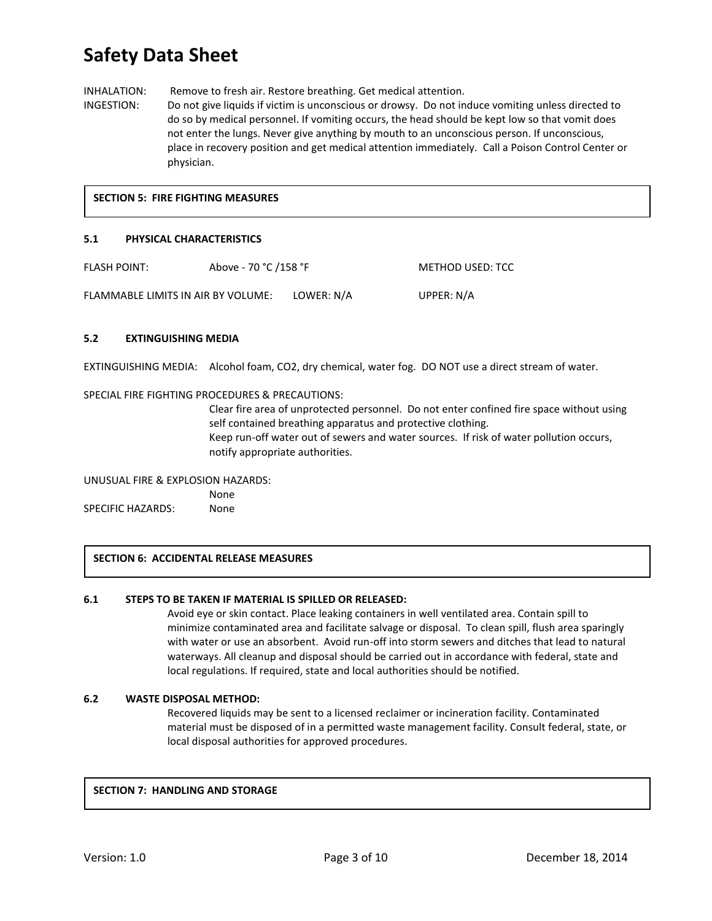# Safety Data Sheet

INHALATION: Remove to fresh air. Restore breathing. Get medical attention.

INGESTION: Do not give liquids if victim is unconscious or drowsy. Do not induce vomiting unless directed to do so by medical personnel. If vomiting occurs, the head should be kept low so that vomit does not enter the lungs. Never give anything by mouth to an unconscious person. If unconscious, place in recovery position and get medical attention immediately. Call a Poison Control Center or physician.

## SECTION 5: FIRE FIGHTING MEASURES

### 5.1 PHYSICAL CHARACTERISTICS

FLASH POINT: Above - 70 °C /158 °F METHOD USED: TCC

FLAMMABLE LIMITS IN AIR BY VOLUME: LOWER: N/A UPPER: N/A

### 5.2 EXTINGUISHING MEDIA

EXTINGUISHING MEDIA: Alcohol foam, CO2, dry chemical, water fog. DO NOT use a direct stream of water.

SPECIAL FIRE FIGHTING PROCEDURES & PRECAUTIONS:

Clear fire area of unprotected personnel. Do not enter confined fire space without using self contained breathing apparatus and protective clothing.
Keep run-off water out of sewers and water sources. If risk of water pollution occurs, notify appropriate authorities.

UNUSUAL FIRE & EXPLOSION HAZARDS:
None

SPECIFIC HAZARDS: None

## SECTION 6: ACCIDENTAL RELEASE MEASURES

### 6.1 STEPS TO BE TAKEN IF MATERIAL IS SPILLED OR RELEASED:

Avoid eye or skin contact. Place leaking containers in well ventilated area. Contain spill to minimize contaminated area and facilitate salvage or disposal. To clean spill, flush area sparingly with water or use an absorbent. Avoid run-off into storm sewers and ditches that lead to natural waterways. All cleanup and disposal should be carried out in accordance with federal, state and local regulations. If required, state and local authorities should be notified.

### 6.2 WASTE DISPOSAL METHOD:

Recovered liquids may be sent to a licensed reclaimer or incineration facility. Contaminated material must be disposed of in a permitted waste management facility. Consult federal, state, or local disposal authorities for approved procedures.

## SECTION 7: HANDLING AND STORAGE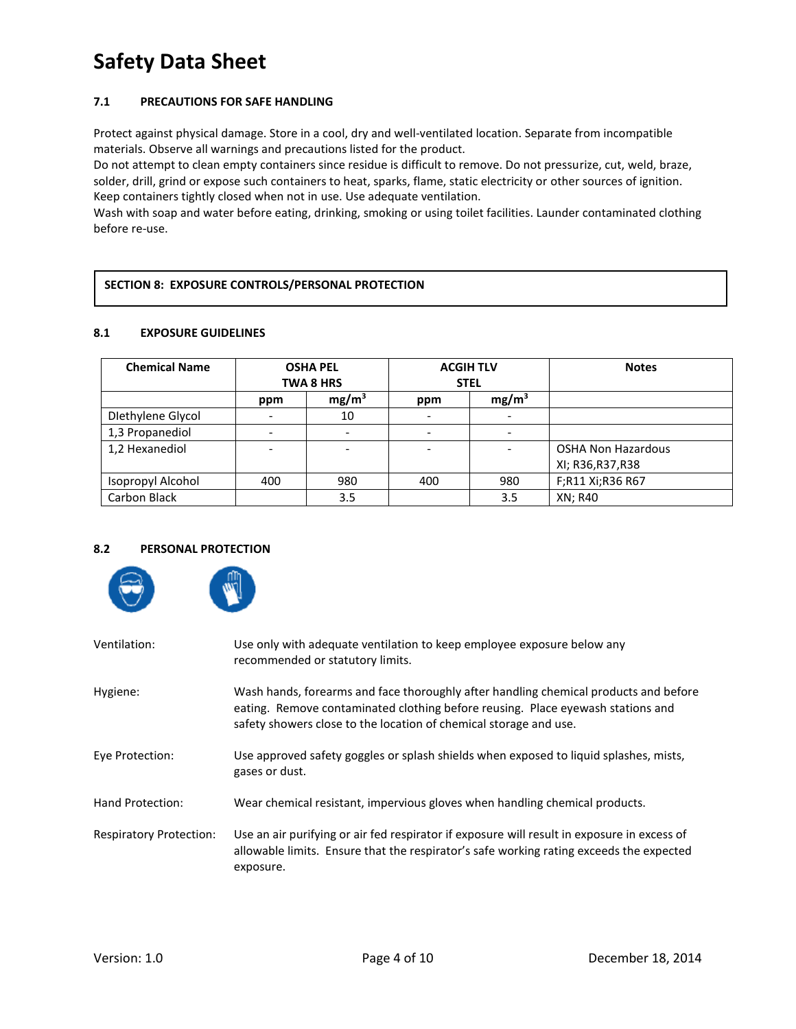# Safety Data Sheet

### 7.1 PRECAUTIONS FOR SAFE HANDLING

Protect against physical damage. Store in a cool, dry and well-ventilated location. Separate from incompatible materials. Observe all warnings and precautions listed for the product.
Do not attempt to clean empty containers since residue is difficult to remove. Do not pressurize, cut, weld, braze, solder, drill, grind or expose such containers to heat, sparks, flame, static electricity or other sources of ignition.
Keep containers tightly closed when not in use. Use adequate ventilation.
Wash with soap and water before eating, drinking, smoking or using toilet facilities. Launder contaminated clothing before re-use.

## SECTION 8: EXPOSURE CONTROLS/PERSONAL PROTECTION

### 8.1 EXPOSURE GUIDELINES

| Chemical Name | OSHA PEL TWA 8 HRS | | ACGIH TLV STEL | | Notes |
|---|---|---|---|---|---|
| | ppm | $mg/m^3$ | ppm | $mg/m^3$ | |
| DIethylene Glycol | - | 10 | - | - | |
| 1,3 Propanediol | - | - | - | - | |
| 1,2 Hexanediol | - | - | - | - | OSHA Non Hazardous XI; R36,R37,R38 |
| Isopropyl Alcohol | 400 | 980 | 400 | 980 | F;R11 Xi;R36 R67 |
| Carbon Black | | 3.5 | | 3.5 | XN; R40 |

### 8.2 PERSONAL PROTECTION

Ventilation: Use only with adequate ventilation to keep employee exposure below any recommended or statutory limits.

Hygiene: Wash hands, forearms and face thoroughly after handling chemical products and before eating. Remove contaminated clothing before reusing. Place eyewash stations and safety showers close to the location of chemical storage and use.

Eye Protection: Use approved safety goggles or splash shields when exposed to liquid splashes, mists, gases or dust.

Hand Protection: Wear chemical resistant, impervious gloves when handling chemical products.

Respiratory Protection: Use an air purifying or air fed respirator if exposure will result in exposure in excess of allowable limits. Ensure that the respirator's safe working rating exceeds the expected exposure.

Version: 1.0 December 18, 2014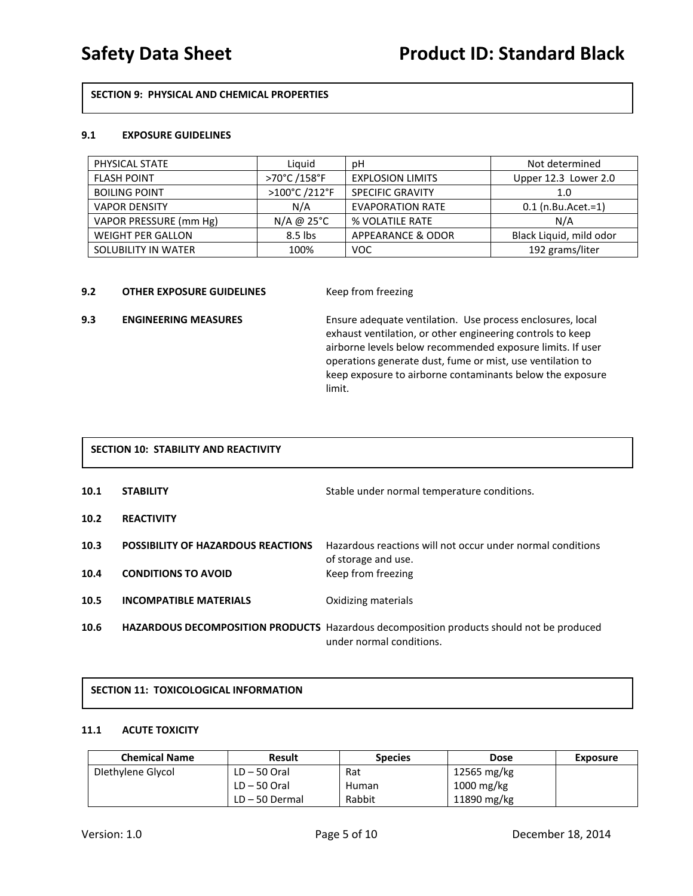## SECTION 9: PHYSICAL AND CHEMICAL PROPERTIES

### 9.1 EXPOSURE GUIDELINES

| PHYSICAL STATE | Liquid | pH | Not determined |
|---|---|---|---|
| FLASH POINT | >70°C /158°F | EXPLOSION LIMITS | Upper 12.3 Lower 2.0 |
| BOILING POINT | >100°C /212°F | SPECIFIC GRAVITY | 1.0 |
| VAPOR DENSITY | N/A | EVAPORATION RATE | 0.1 (n.Bu.Acet.=1) |
| VAPOR PRESSURE (mm Hg) | N/A @ 25°C | % VOLATILE RATE | N/A |
| WEIGHT PER GALLON | 8.5 lbs | APPEARANCE & ODOR | Black Liquid, mild odor |
| SOLUBILITY IN WATER | 100% | VOC | 192 grams/liter |

**9.2 OTHER EXPOSURE GUIDELINES** Keep from freezing

**9.3 ENGINEERING MEASURES** Ensure adequate ventilation. Use process enclosures, local exhaust ventilation, or other engineering controls to keep airborne levels below recommended exposure limits. If user operations generate dust, fume or mist, use ventilation to keep exposure to airborne contaminants below the exposure limit.

## SECTION 10: STABILITY AND REACTIVITY

**10.1 STABILITY** Stable under normal temperature conditions.

**10.2 REACTIVITY**

**10.3 POSSIBILITY OF HAZARDOUS REACTIONS** Hazardous reactions will not occur under normal conditions of storage and use.

**10.4 CONDITIONS TO AVOID** Keep from freezing

**10.5 INCOMPATIBLE MATERIALS** Oxidizing materials

**10.6 HAZARDOUS DECOMPOSITION PRODUCTS** Hazardous decomposition products should not be produced under normal conditions.

## SECTION 11: TOXICOLOGICAL INFORMATION

### 11.1 ACUTE TOXICITY

| Chemical Name | Result | Species | Dose | Exposure |
|---|---|---|---|---|
| DIethylene Glycol | LD – 50 Oral | Rat | 12565 mg/kg | |
| | LD – 50 Oral | Human | 1000 mg/kg | |
| | LD – 50 Dermal | Rabbit | 11890 mg/kg | |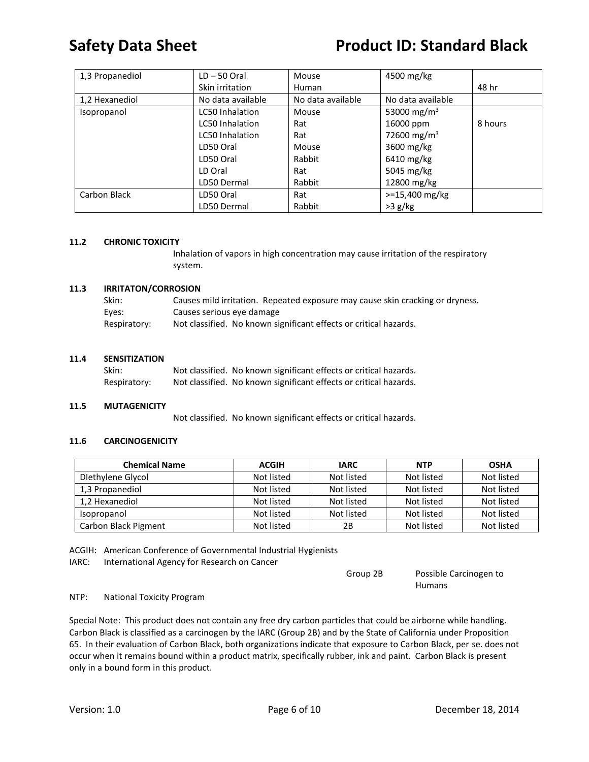| | | | | |
|---|---|---|---|---|
| 1,3 Propanediol | LD – 50 Oral<br>Skin irritation | Mouse<br>Human | 4500 mg/kg | <br>48 hr |
| 1,2 Hexanediol | No data available | No data available | No data available | |
| Isopropanol | LC50 Inhalation<br>LC50 Inhalation<br>LC50 Inhalation<br>LD50 Oral<br>LD50 Oral<br>LD Oral<br>LD50 Dermal | Mouse<br>Rat<br>Rat<br>Mouse<br>Rabbit<br>Rat<br>Rabbit | 53000 mg/m$^3$<br>16000 ppm<br>72600 mg/m$^3$<br>3600 mg/kg<br>6410 mg/kg<br>5045 mg/kg<br>12800 mg/kg | <br>8 hours |
| Carbon Black | LD50 Oral<br>LD50 Dermal | Rat<br>Rabbit | >=15,400 mg/kg<br>>3 g/kg | |

**11.2 CHRONIC TOXICITY**

Inhalation of vapors in high concentration may cause irritation of the respiratory system.

**11.3 IRRITATON/CORROSION**

Skin: Causes mild irritation. Repeated exposure may cause skin cracking or dryness.
Eyes: Causes serious eye damage
Respiratory: Not classified. No known significant effects or critical hazards.

**11.4 SENSITIZATION**

Skin: Not classified. No known significant effects or critical hazards.
Respiratory: Not classified. No known significant effects or critical hazards.

**11.5 MUTAGENICITY**

Not classified. No known significant effects or critical hazards.

**11.6 CARCINOGENICITY**

| Chemical Name | ACGIH | IARC | NTP | OSHA |
|---|---|---|---|---|
| DIethylene Glycol | Not listed | Not listed | Not listed | Not listed |
| 1,3 Propanediol | Not listed | Not listed | Not listed | Not listed |
| 1,2 Hexanediol | Not listed | Not listed | Not listed | Not listed |
| Isopropanol | Not listed | Not listed | Not listed | Not listed |
| Carbon Black Pigment | Not listed | 2B | Not listed | Not listed |

ACGIH: American Conference of Governmental Industrial Hygienists
IARC: International Agency for Research on Cancer

Group 2B Possible Carcinogen to Humans

NTP: National Toxicity Program

Special Note: This product does not contain any free dry carbon particles that could be airborne while handling. Carbon Black is classified as a carcinogen by the IARC (Group 2B) and by the State of California under Proposition 65. In their evaluation of Carbon Black, both organizations indicate that exposure to Carbon Black, per se. does not occur when it remains bound within a product matrix, specifically rubber, ink and paint. Carbon Black is present only in a bound form in this product.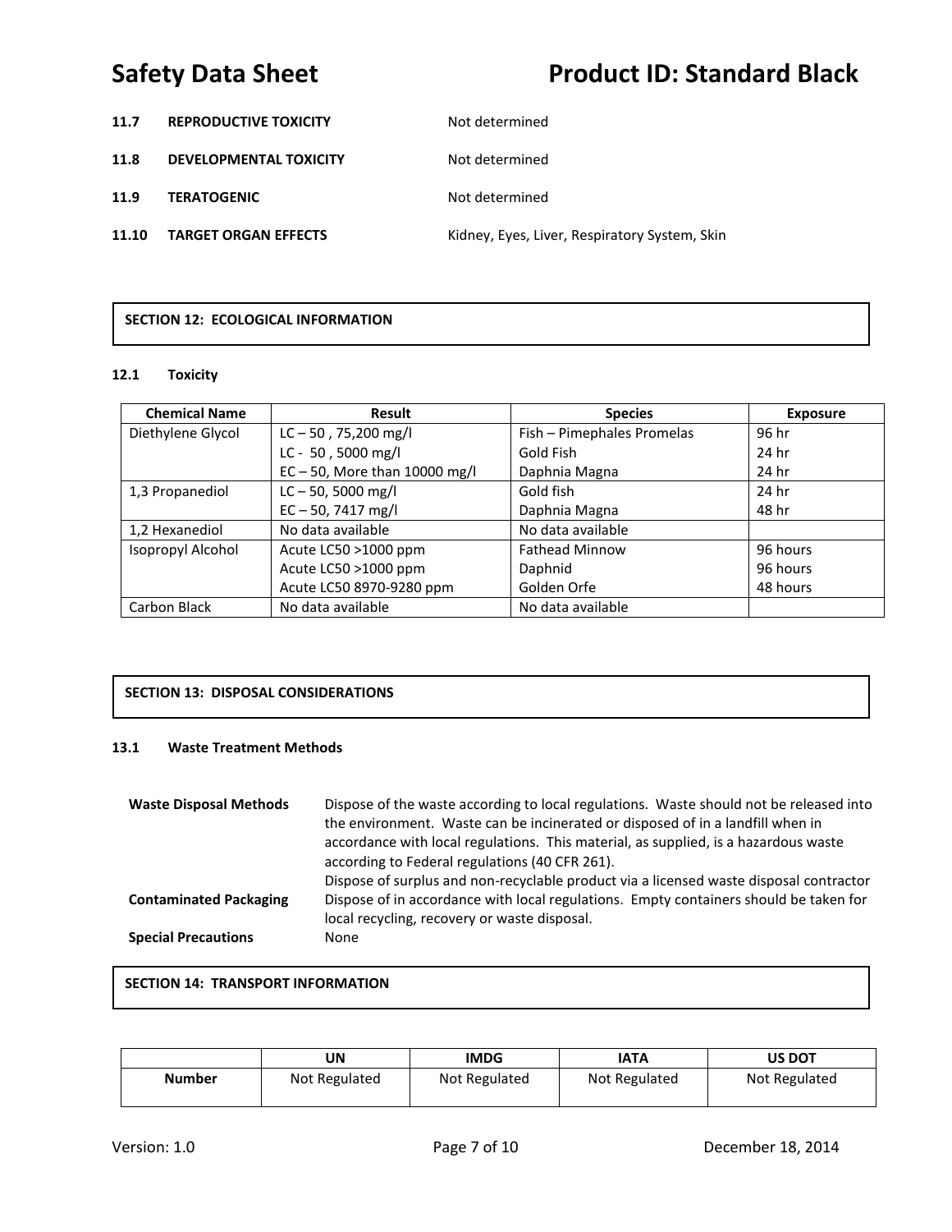| | | |
|---|---|---|
| **11.7** | **REPRODUCTIVE TOXICITY** | Not determined |
| **11.8** | **DEVELOPMENTAL TOXICITY** | Not determined |
| **11.9** | **TERATOGENIC** | Not determined |
| **11.10** | **TARGET ORGAN EFFECTS** | Kidney, Eyes, Liver, Respiratory System, Skin |

## SECTION 12: ECOLOGICAL INFORMATION

### 12.1 Toxicity

| Chemical Name | Result | Species | Exposure |
|---|---|---|---|
| Diethylene Glycol | LC – 50 , 75,200 mg/l<br>LC - 50 , 5000 mg/l<br>EC – 50, More than 10000 mg/l | Fish – Pimephales Promelas<br>Gold Fish<br>Daphnia Magna | 96 hr<br>24 hr<br>24 hr |
| 1,3 Propanediol | LC – 50, 5000 mg/l<br>EC – 50, 7417 mg/l | Gold fish<br>Daphnia Magna | 24 hr<br>48 hr |
| 1,2 Hexanediol | No data available | No data available | |
| Isopropyl Alcohol | Acute LC50 >1000 ppm<br>Acute LC50 >1000 ppm<br>Acute LC50 8970-9280 ppm | Fathead Minnow<br>Daphnid<br>Golden Orfe | 96 hours<br>96 hours<br>48 hours |
| Carbon Black | No data available | No data available | |

## SECTION 13: DISPOSAL CONSIDERATIONS

### 13.1 Waste Treatment Methods

**Waste Disposal Methods** Dispose of the waste according to local regulations. Waste should not be released into the environment. Waste can be incinerated or disposed of in a landfill when in accordance with local regulations. This material, as supplied, is a hazardous waste according to Federal regulations (40 CFR 261).
Dispose of surplus and non-recyclable product via a licensed waste disposal contractor

**Contaminated Packaging** Dispose of in accordance with local regulations. Empty containers should be taken for local recycling, recovery or waste disposal.

**Special Precautions** None

## SECTION 14: TRANSPORT INFORMATION

| | UN | IMDG | IATA | US DOT |
|---|---|---|---|---|
| **Number** | Not Regulated | Not Regulated | Not Regulated | Not Regulated |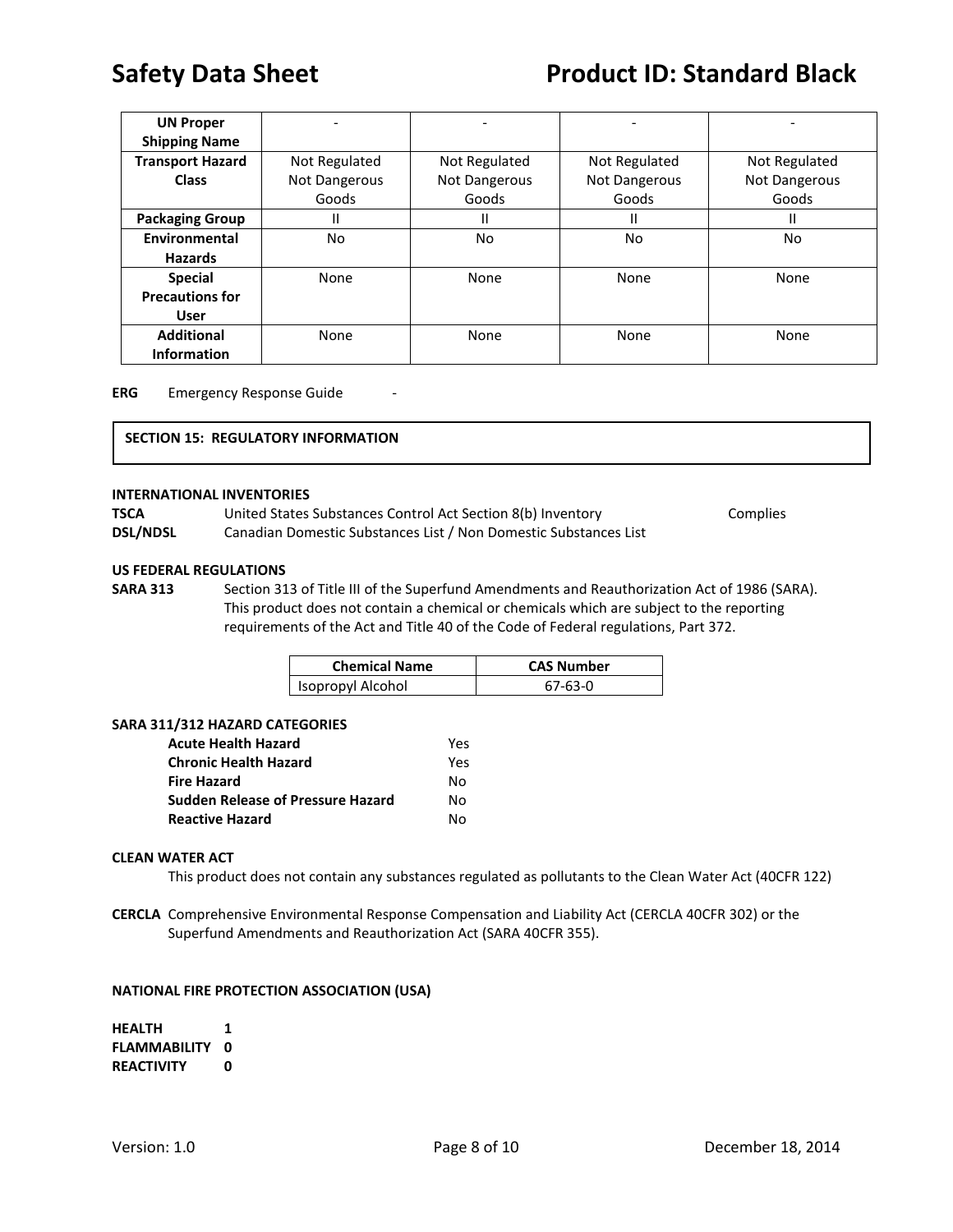| UN Proper Shipping Name | - | - | - | - |
|---|---|---|---|---|
| Transport Hazard Class | Not Regulated Not Dangerous Goods | Not Regulated Not Dangerous Goods | Not Regulated Not Dangerous Goods | Not Regulated Not Dangerous Goods |
| Packaging Group | II | II | II | II |
| Environmental Hazards | No | No | No | No |
| Special Precautions for User | None | None | None | None |
| Additional Information | None | None | None | None |

**ERG** Emergency Response Guide -

## SECTION 15: REGULATORY INFORMATION

**INTERNATIONAL INVENTORIES**

**TSCA** United States Substances Control Act Section 8(b) Inventory Complies

**DSL/NDSL** Canadian Domestic Substances List / Non Domestic Substances List

**US FEDERAL REGULATIONS**

**SARA 313** Section 313 of Title III of the Superfund Amendments and Reauthorization Act of 1986 (SARA). This product does not contain a chemical or chemicals which are subject to the reporting requirements of the Act and Title 40 of the Code of Federal regulations, Part 372.

| Chemical Name | CAS Number |
|---|---|
| Isopropyl Alcohol | 67-63-0 |

**SARA 311/312 HAZARD CATEGORIES**

| | |
|---|---|
| **Acute Health Hazard** | Yes |
| **Chronic Health Hazard** | Yes |
| **Fire Hazard** | No |
| **Sudden Release of Pressure Hazard** | No |
| **Reactive Hazard** | No |

**CLEAN WATER ACT**

This product does not contain any substances regulated as pollutants to the Clean Water Act (40CFR 122)

**CERCLA** Comprehensive Environmental Response Compensation and Liability Act (CERCLA 40CFR 302) or the Superfund Amendments and Reauthorization Act (SARA 40CFR 355).

**NATIONAL FIRE PROTECTION ASSOCIATION (USA)**

| | |
|---|---|
| **HEALTH** | **1** |
| **FLAMMABILITY** | **0** |
| **REACTIVITY** | **0** |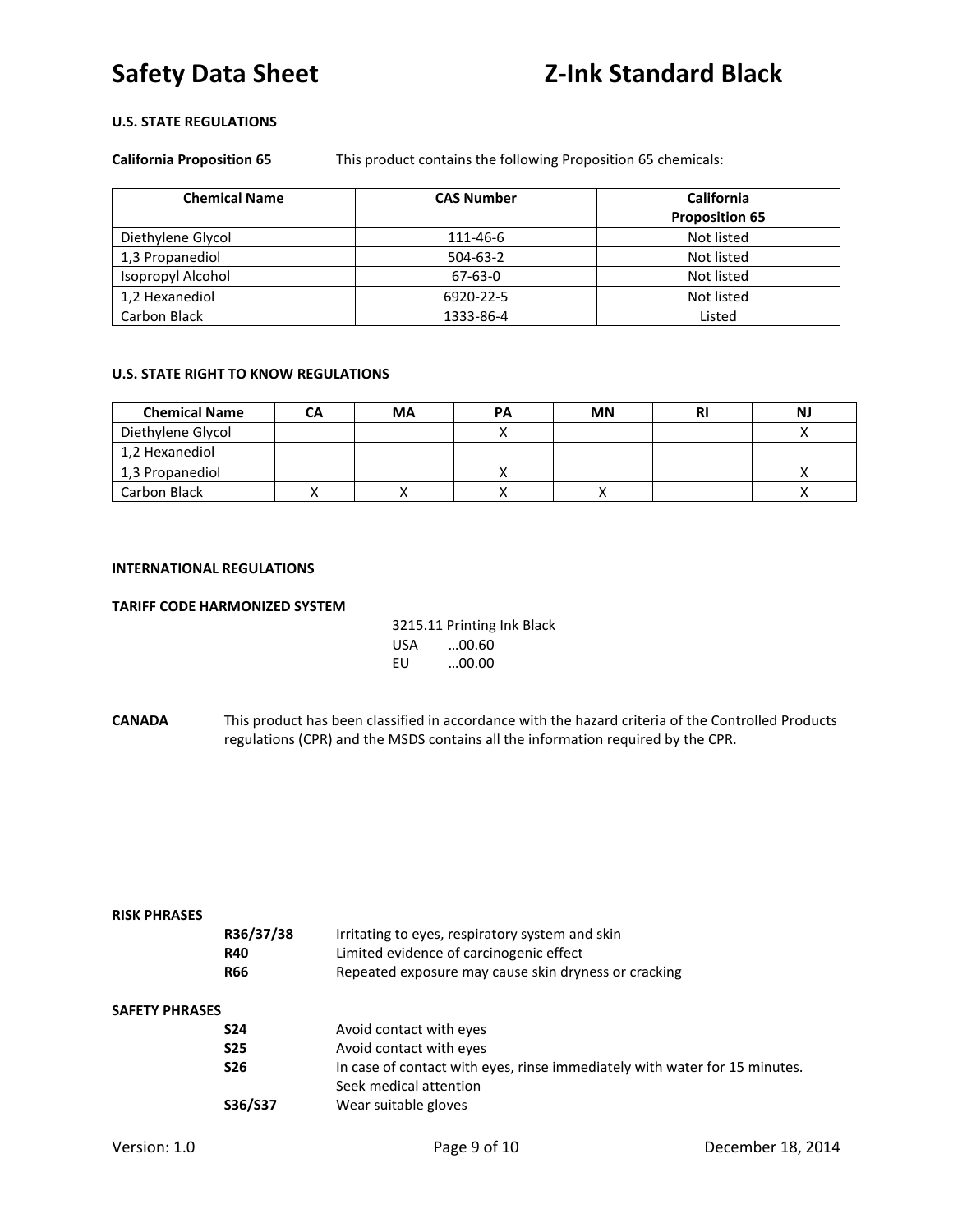#### U.S. STATE REGULATIONS

**California Proposition 65** This product contains the following Proposition 65 chemicals:

| Chemical Name | CAS Number | California Proposition 65 |
|---|---|---|
| Diethylene Glycol | 111-46-6 | Not listed |
| 1,3 Propanediol | 504-63-2 | Not listed |
| Isopropyl Alcohol | 67-63-0 | Not listed |
| 1,2 Hexanediol | 6920-22-5 | Not listed |
| Carbon Black | 1333-86-4 | Listed |

#### U.S. STATE RIGHT TO KNOW REGULATIONS

| Chemical Name | CA | MA | PA | MN | RI | NJ |
|---|---|---|---|---|---|---|
| Diethylene Glycol | | | X | | | X |
| 1,2 Hexanediol | | | | | | |
| 1,3 Propanediol | | | X | | | X |
| Carbon Black | X | X | X | X | | X |

#### INTERNATIONAL REGULATIONS

**TARIFF CODE HARMONIZED SYSTEM**

3215.11 Printing Ink Black
USA …00.60
EU …00.00

**CANADA** This product has been classified in accordance with the hazard criteria of the Controlled Products regulations (CPR) and the MSDS contains all the information required by the CPR.

**RISK PHRASES**

- **R36/37/38** Irritating to eyes, respiratory system and skin
- **R40** Limited evidence of carcinogenic effect
- **R66** Repeated exposure may cause skin dryness or cracking

**SAFETY PHRASES**

- **S24** Avoid contact with eyes
- **S25** Avoid contact with eyes
- **S26** In case of contact with eyes, rinse immediately with water for 15 minutes. Seek medical attention
- **S36/S37** Wear suitable gloves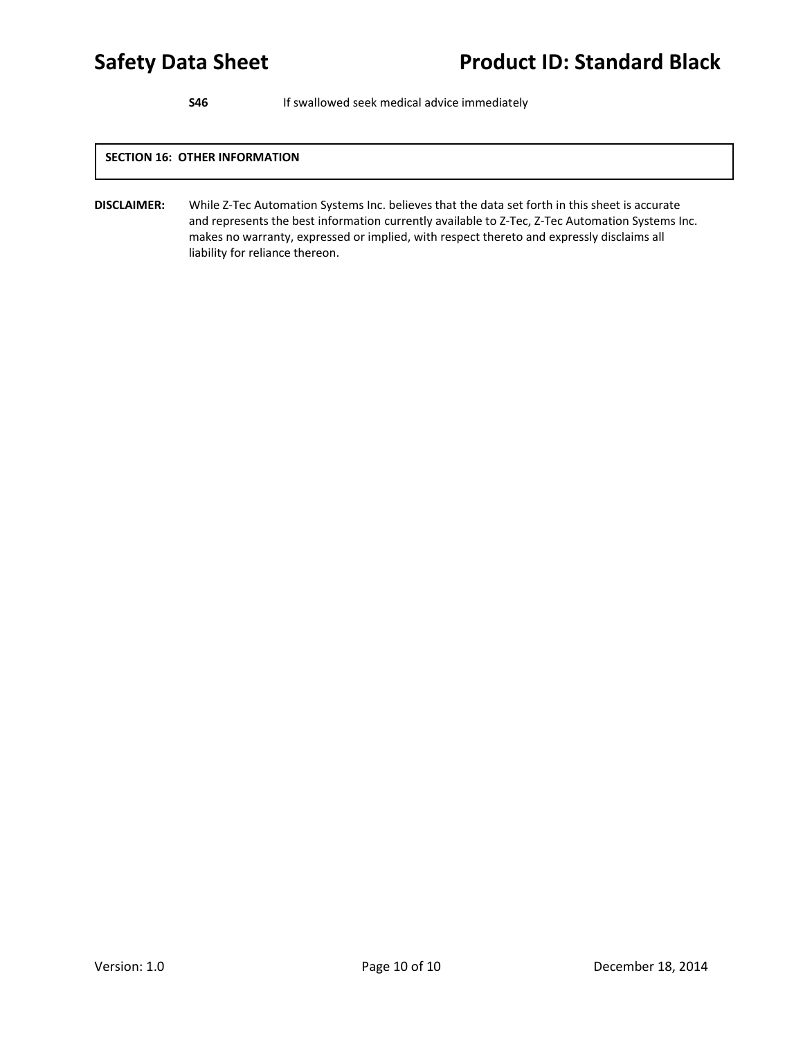**S46** If swallowed seek medical advice immediately

## SECTION 16: OTHER INFORMATION

**DISCLAIMER:** While Z-Tec Automation Systems Inc. believes that the data set forth in this sheet is accurate and represents the best information currently available to Z-Tec, Z-Tec Automation Systems Inc. makes no warranty, expressed or implied, with respect thereto and expressly disclaims all liability for reliance thereon.